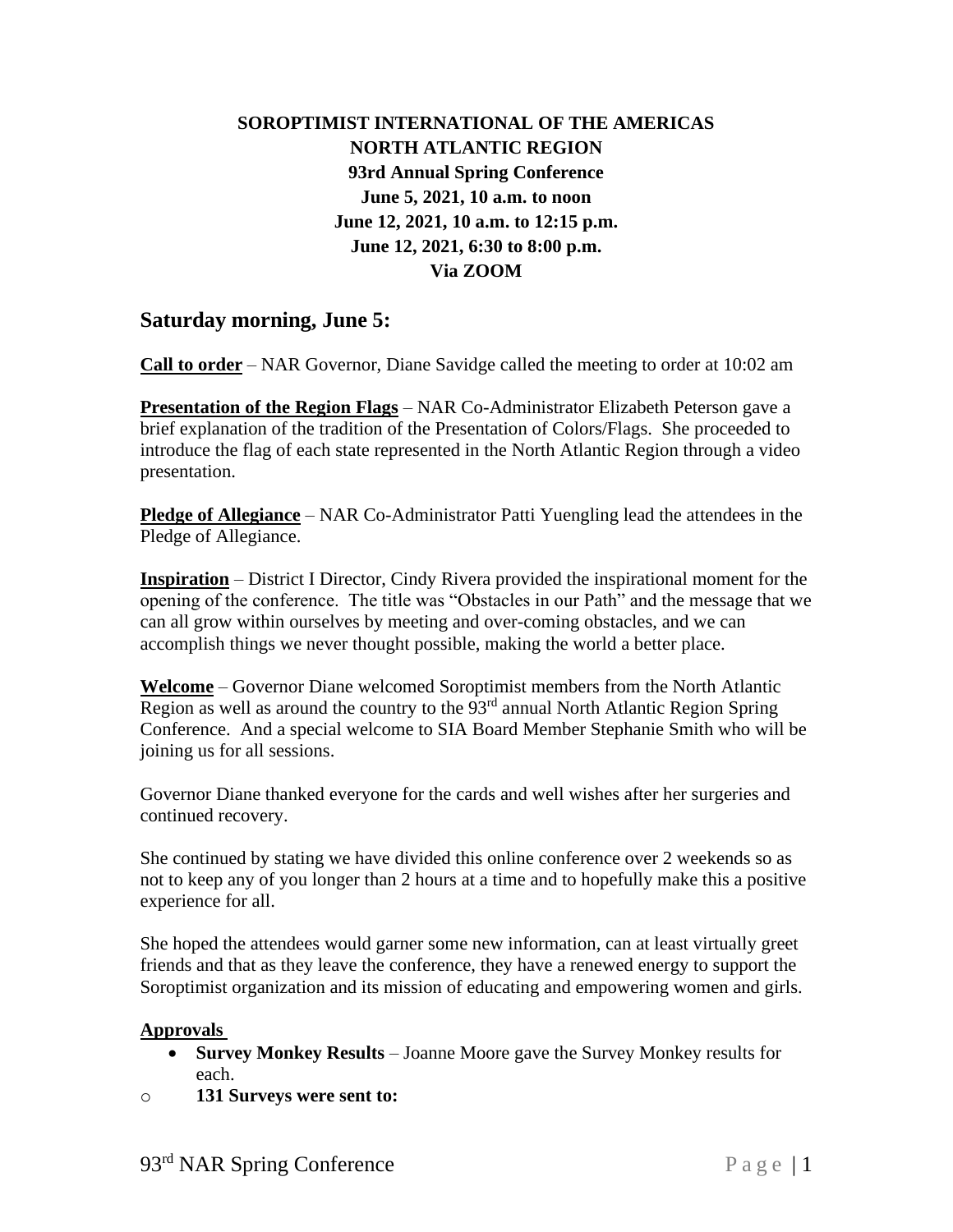**SOROPTIMIST INTERNATIONAL OF THE AMERICAS**
**NORTH ATLANTIC REGION**
**93rd Annual Spring Conference**
**June 5, 2021, 10 a.m. to noon**
**June 12, 2021, 10 a.m. to 12:15 p.m.**
**June 12, 2021, 6:30 to 8:00 p.m.**
**Via ZOOM**

## Saturday morning, June 5:

**Call to order** – NAR Governor, Diane Savidge called the meeting to order at 10:02 am

**Presentation of the Region Flags** – NAR Co-Administrator Elizabeth Peterson gave a brief explanation of the tradition of the Presentation of Colors/Flags. She proceeded to introduce the flag of each state represented in the North Atlantic Region through a video presentation.

**Pledge of Allegiance** – NAR Co-Administrator Patti Yuengling lead the attendees in the Pledge of Allegiance.

**Inspiration** – District I Director, Cindy Rivera provided the inspirational moment for the opening of the conference. The title was "Obstacles in our Path" and the message that we can all grow within ourselves by meeting and over-coming obstacles, and we can accomplish things we never thought possible, making the world a better place.

**Welcome** – Governor Diane welcomed Soroptimist members from the North Atlantic Region as well as around the country to the 93rd annual North Atlantic Region Spring Conference. And a special welcome to SIA Board Member Stephanie Smith who will be joining us for all sessions.

Governor Diane thanked everyone for the cards and well wishes after her surgeries and continued recovery.

She continued by stating we have divided this online conference over 2 weekends so as not to keep any of you longer than 2 hours at a time and to hopefully make this a positive experience for all.

She hoped the attendees would garner some new information, can at least virtually greet friends and that as they leave the conference, they have a renewed energy to support the Soroptimist organization and its mission of educating and empowering women and girls.

**Approvals**

- **Survey Monkey Results** – Joanne Moore gave the Survey Monkey results for each.
  - **131 Surveys were sent to:**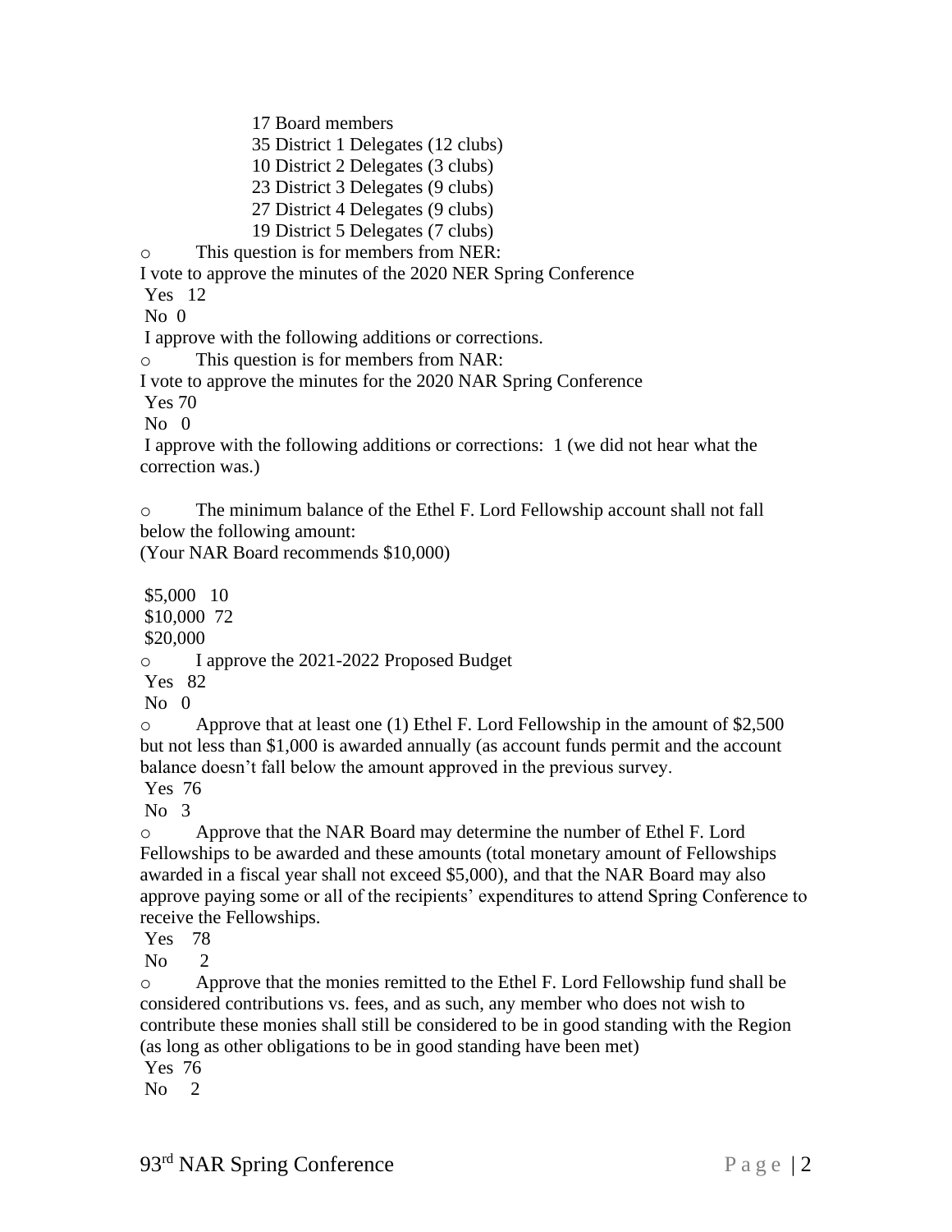17 Board members
35 District 1 Delegates (12 clubs)
10 District 2 Delegates (3 clubs)
23 District 3 Delegates (9 clubs)
27 District 4 Delegates (9 clubs)
19 District 5 Delegates (7 clubs)

- This question is for members from NER:

I vote to approve the minutes of the 2020 NER Spring Conference
Yes 12
No 0
I approve with the following additions or corrections.

- This question is for members from NAR:

I vote to approve the minutes for the 2020 NAR Spring Conference
Yes 70
No 0
I approve with the following additions or corrections: 1 (we did not hear what the correction was.)

- The minimum balance of the Ethel F. Lord Fellowship account shall not fall below the following amount:

(Your NAR Board recommends $10,000)

$5,000 10
$10,000 72
$20,000

- I approve the 2021-2022 Proposed Budget

Yes 82
No 0

- Approve that at least one (1) Ethel F. Lord Fellowship in the amount of $2,500 but not less than $1,000 is awarded annually (as account funds permit and the account balance doesn't fall below the amount approved in the previous survey.

Yes 76
No 3

- Approve that the NAR Board may determine the number of Ethel F. Lord Fellowships to be awarded and these amounts (total monetary amount of Fellowships awarded in a fiscal year shall not exceed $5,000), and that the NAR Board may also approve paying some or all of the recipients' expenditures to attend Spring Conference to receive the Fellowships.

Yes 78
No 2

- Approve that the monies remitted to the Ethel F. Lord Fellowship fund shall be considered contributions vs. fees, and as such, any member who does not wish to contribute these monies shall still be considered to be in good standing with the Region (as long as other obligations to be in good standing have been met)

Yes 76
No 2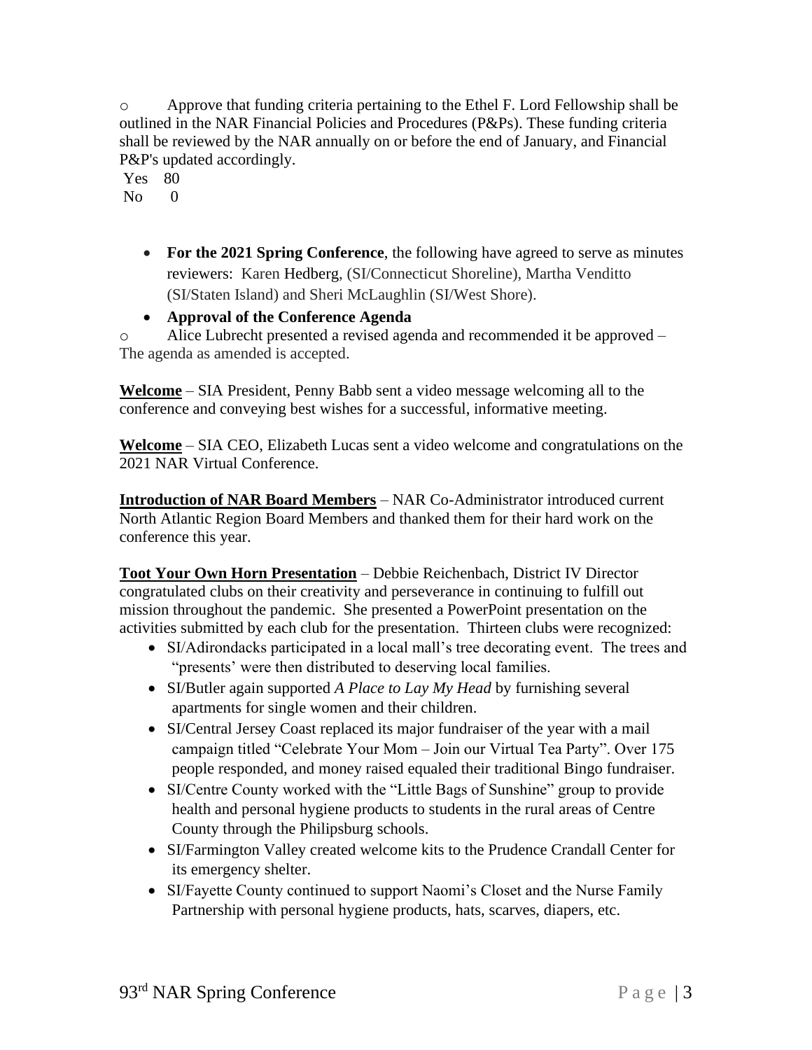- Approve that funding criteria pertaining to the Ethel F. Lord Fellowship shall be outlined in the NAR Financial Policies and Procedures (P&Ps). These funding criteria shall be reviewed by the NAR annually on or before the end of January, and Financial P&P's updated accordingly.

Yes 80
No 0

- **For the 2021 Spring Conference**, the following have agreed to serve as minutes reviewers: Karen Hedberg, (SI/Connecticut Shoreline), Martha Venditto (SI/Staten Island) and Sheri McLaughlin (SI/West Shore).
- **Approval of the Conference Agenda**
  - Alice Lubrecht presented a revised agenda and recommended it be approved – The agenda as amended is accepted.

**Welcome** – SIA President, Penny Babb sent a video message welcoming all to the conference and conveying best wishes for a successful, informative meeting.

**Welcome** – SIA CEO, Elizabeth Lucas sent a video welcome and congratulations on the 2021 NAR Virtual Conference.

**Introduction of NAR Board Members** – NAR Co-Administrator introduced current North Atlantic Region Board Members and thanked them for their hard work on the conference this year.

**Toot Your Own Horn Presentation** – Debbie Reichenbach, District IV Director congratulated clubs on their creativity and perseverance in continuing to fulfill out mission throughout the pandemic. She presented a PowerPoint presentation on the activities submitted by each club for the presentation. Thirteen clubs were recognized:

- SI/Adirondacks participated in a local mall's tree decorating event. The trees and "presents' were then distributed to deserving local families.
- SI/Butler again supported *A Place to Lay My Head* by furnishing several apartments for single women and their children.
- SI/Central Jersey Coast replaced its major fundraiser of the year with a mail campaign titled "Celebrate Your Mom – Join our Virtual Tea Party". Over 175 people responded, and money raised equaled their traditional Bingo fundraiser.
- SI/Centre County worked with the "Little Bags of Sunshine" group to provide health and personal hygiene products to students in the rural areas of Centre County through the Philipsburg schools.
- SI/Farmington Valley created welcome kits to the Prudence Crandall Center for its emergency shelter.
- SI/Fayette County continued to support Naomi's Closet and the Nurse Family Partnership with personal hygiene products, hats, scarves, diapers, etc.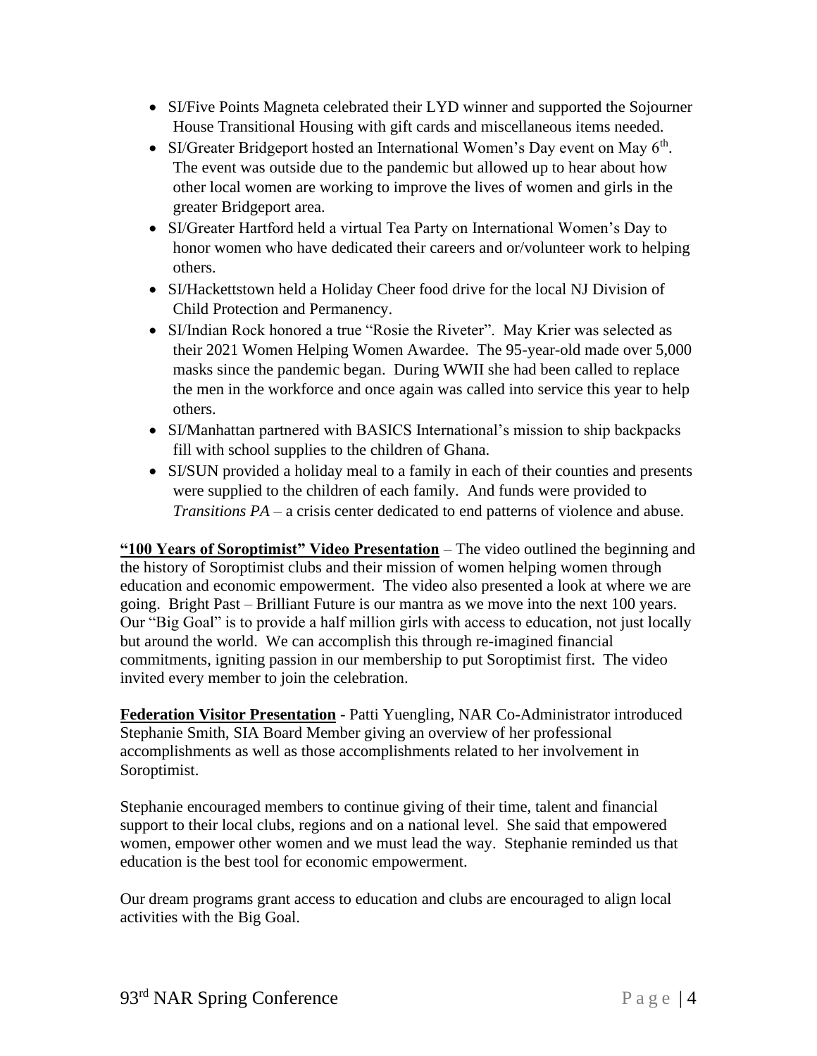- SI/Five Points Magneta celebrated their LYD winner and supported the Sojourner House Transitional Housing with gift cards and miscellaneous items needed.
- SI/Greater Bridgeport hosted an International Women's Day event on May 6th. The event was outside due to the pandemic but allowed up to hear about how other local women are working to improve the lives of women and girls in the greater Bridgeport area.
- SI/Greater Hartford held a virtual Tea Party on International Women's Day to honor women who have dedicated their careers and or/volunteer work to helping others.
- SI/Hackettstown held a Holiday Cheer food drive for the local NJ Division of Child Protection and Permanency.
- SI/Indian Rock honored a true "Rosie the Riveter". May Krier was selected as their 2021 Women Helping Women Awardee. The 95-year-old made over 5,000 masks since the pandemic began. During WWII she had been called to replace the men in the workforce and once again was called into service this year to help others.
- SI/Manhattan partnered with BASICS International's mission to ship backpacks fill with school supplies to the children of Ghana.
- SI/SUN provided a holiday meal to a family in each of their counties and presents were supplied to the children of each family. And funds were provided to *Transitions PA* – a crisis center dedicated to end patterns of violence and abuse.

**"100 Years of Soroptimist" Video Presentation** – The video outlined the beginning and the history of Soroptimist clubs and their mission of women helping women through education and economic empowerment. The video also presented a look at where we are going. Bright Past – Brilliant Future is our mantra as we move into the next 100 years. Our "Big Goal" is to provide a half million girls with access to education, not just locally but around the world. We can accomplish this through re-imagined financial commitments, igniting passion in our membership to put Soroptimist first. The video invited every member to join the celebration.

**Federation Visitor Presentation** - Patti Yuengling, NAR Co-Administrator introduced Stephanie Smith, SIA Board Member giving an overview of her professional accomplishments as well as those accomplishments related to her involvement in Soroptimist.

Stephanie encouraged members to continue giving of their time, talent and financial support to their local clubs, regions and on a national level. She said that empowered women, empower other women and we must lead the way. Stephanie reminded us that education is the best tool for economic empowerment.

Our dream programs grant access to education and clubs are encouraged to align local activities with the Big Goal.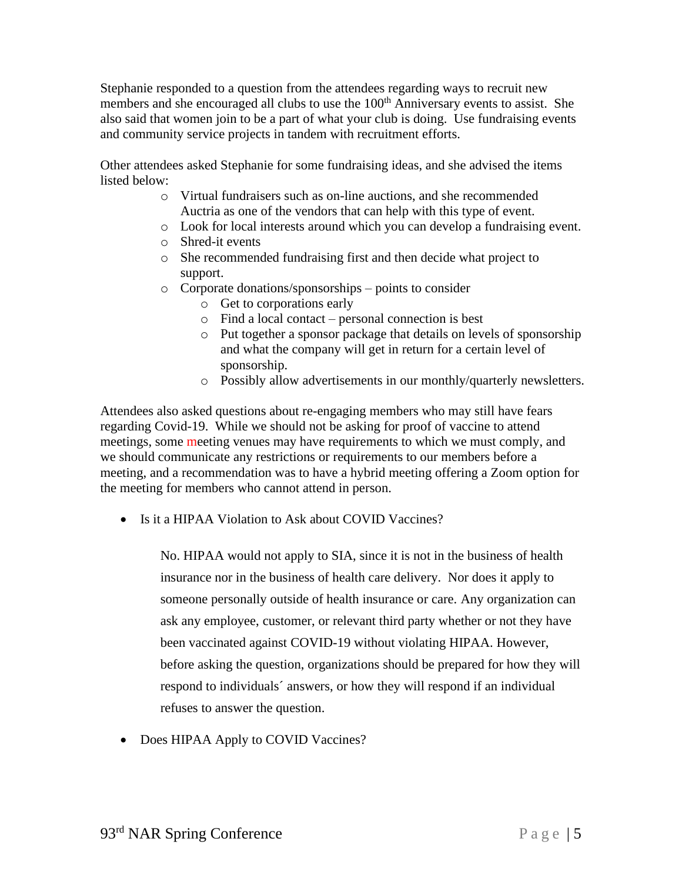Stephanie responded to a question from the attendees regarding ways to recruit new members and she encouraged all clubs to use the 100th Anniversary events to assist. She also said that women join to be a part of what your club is doing. Use fundraising events and community service projects in tandem with recruitment efforts.

Other attendees asked Stephanie for some fundraising ideas, and she advised the items listed below:

- Virtual fundraisers such as on-line auctions, and she recommended Auctria as one of the vendors that can help with this type of event.
- Look for local interests around which you can develop a fundraising event.
- Shred-it events
- She recommended fundraising first and then decide what project to support.
- Corporate donations/sponsorships – points to consider
  - Get to corporations early
  - Find a local contact – personal connection is best
  - Put together a sponsor package that details on levels of sponsorship and what the company will get in return for a certain level of sponsorship.
  - Possibly allow advertisements in our monthly/quarterly newsletters.

Attendees also asked questions about re-engaging members who may still have fears regarding Covid-19. While we should not be asking for proof of vaccine to attend meetings, some meeting venues may have requirements to which we must comply, and we should communicate any restrictions or requirements to our members before a meeting, and a recommendation was to have a hybrid meeting offering a Zoom option for the meeting for members who cannot attend in person.

- Is it a HIPAA Violation to Ask about COVID Vaccines?

  No. HIPAA would not apply to SIA, since it is not in the business of health insurance nor in the business of health care delivery. Nor does it apply to someone personally outside of health insurance or care. Any organization can ask any employee, customer, or relevant third party whether or not they have been vaccinated against COVID-19 without violating HIPAA. However, before asking the question, organizations should be prepared for how they will respond to individuals´ answers, or how they will respond if an individual refuses to answer the question.

- Does HIPAA Apply to COVID Vaccines?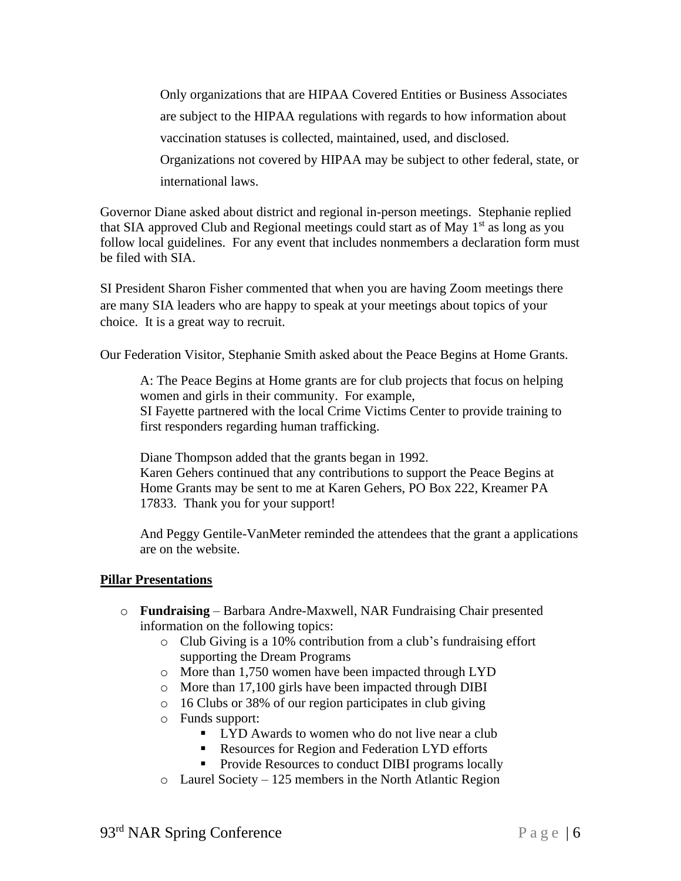> Only organizations that are HIPAA Covered Entities or Business Associates are subject to the HIPAA regulations with regards to how information about vaccination statuses is collected, maintained, used, and disclosed. Organizations not covered by HIPAA may be subject to other federal, state, or international laws.

Governor Diane asked about district and regional in-person meetings. Stephanie replied that SIA approved Club and Regional meetings could start as of May 1st as long as you follow local guidelines. For any event that includes nonmembers a declaration form must be filed with SIA.

SI President Sharon Fisher commented that when you are having Zoom meetings there are many SIA leaders who are happy to speak at your meetings about topics of your choice. It is a great way to recruit.

Our Federation Visitor, Stephanie Smith asked about the Peace Begins at Home Grants.

> A: The Peace Begins at Home grants are for club projects that focus on helping women and girls in their community. For example,
> SI Fayette partnered with the local Crime Victims Center to provide training to first responders regarding human trafficking.
>
> Diane Thompson added that the grants began in 1992.
> Karen Gehers continued that any contributions to support the Peace Begins at Home Grants may be sent to me at Karen Gehers, PO Box 222, Kreamer PA 17833. Thank you for your support!
>
> And Peggy Gentile-VanMeter reminded the attendees that the grant a applications are on the website.

**Pillar Presentations**

- **Fundraising** – Barbara Andre-Maxwell, NAR Fundraising Chair presented information on the following topics:
    - Club Giving is a 10% contribution from a club's fundraising effort supporting the Dream Programs
    - More than 1,750 women have been impacted through LYD
    - More than 17,100 girls have been impacted through DIBI
    - 16 Clubs or 38% of our region participates in club giving
    - Funds support:
        - LYD Awards to women who do not live near a club
        - Resources for Region and Federation LYD efforts
        - Provide Resources to conduct DIBI programs locally
    - Laurel Society – 125 members in the North Atlantic Region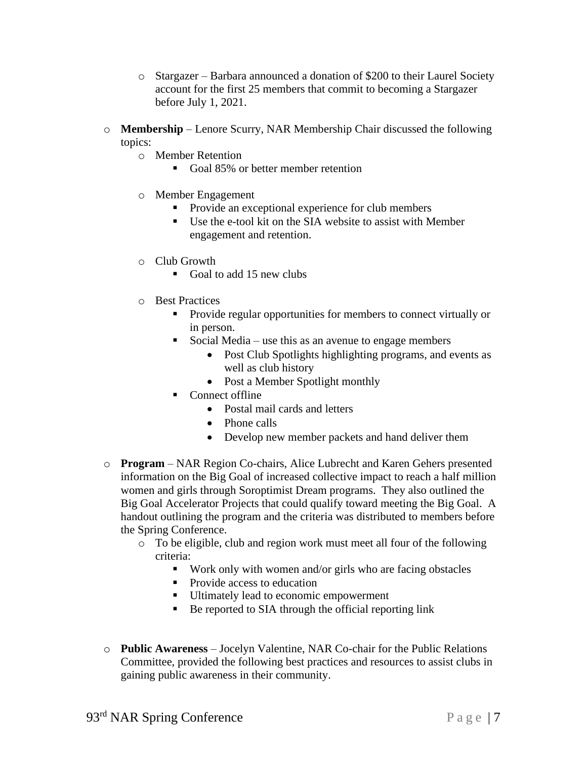- Stargazer – Barbara announced a donation of $200 to their Laurel Society account for the first 25 members that commit to becoming a Stargazer before July 1, 2021.

- **Membership** – Lenore Scurry, NAR Membership Chair discussed the following topics:
    - Member Retention
        - Goal 85% or better member retention
    - Member Engagement
        - Provide an exceptional experience for club members
        - Use the e-tool kit on the SIA website to assist with Member engagement and retention.
    - Club Growth
        - Goal to add 15 new clubs
    - Best Practices
        - Provide regular opportunities for members to connect virtually or in person.
        - Social Media – use this as an avenue to engage members
            - Post Club Spotlights highlighting programs, and events as well as club history
            - Post a Member Spotlight monthly
        - Connect offline
            - Postal mail cards and letters
            - Phone calls
            - Develop new member packets and hand deliver them

- **Program** – NAR Region Co-chairs, Alice Lubrecht and Karen Gehers presented information on the Big Goal of increased collective impact to reach a half million women and girls through Soroptimist Dream programs. They also outlined the Big Goal Accelerator Projects that could qualify toward meeting the Big Goal. A handout outlining the program and the criteria was distributed to members before the Spring Conference.
    - To be eligible, club and region work must meet all four of the following criteria:
        - Work only with women and/or girls who are facing obstacles
        - Provide access to education
        - Ultimately lead to economic empowerment
        - Be reported to SIA through the official reporting link

- **Public Awareness** – Jocelyn Valentine, NAR Co-chair for the Public Relations Committee, provided the following best practices and resources to assist clubs in gaining public awareness in their community.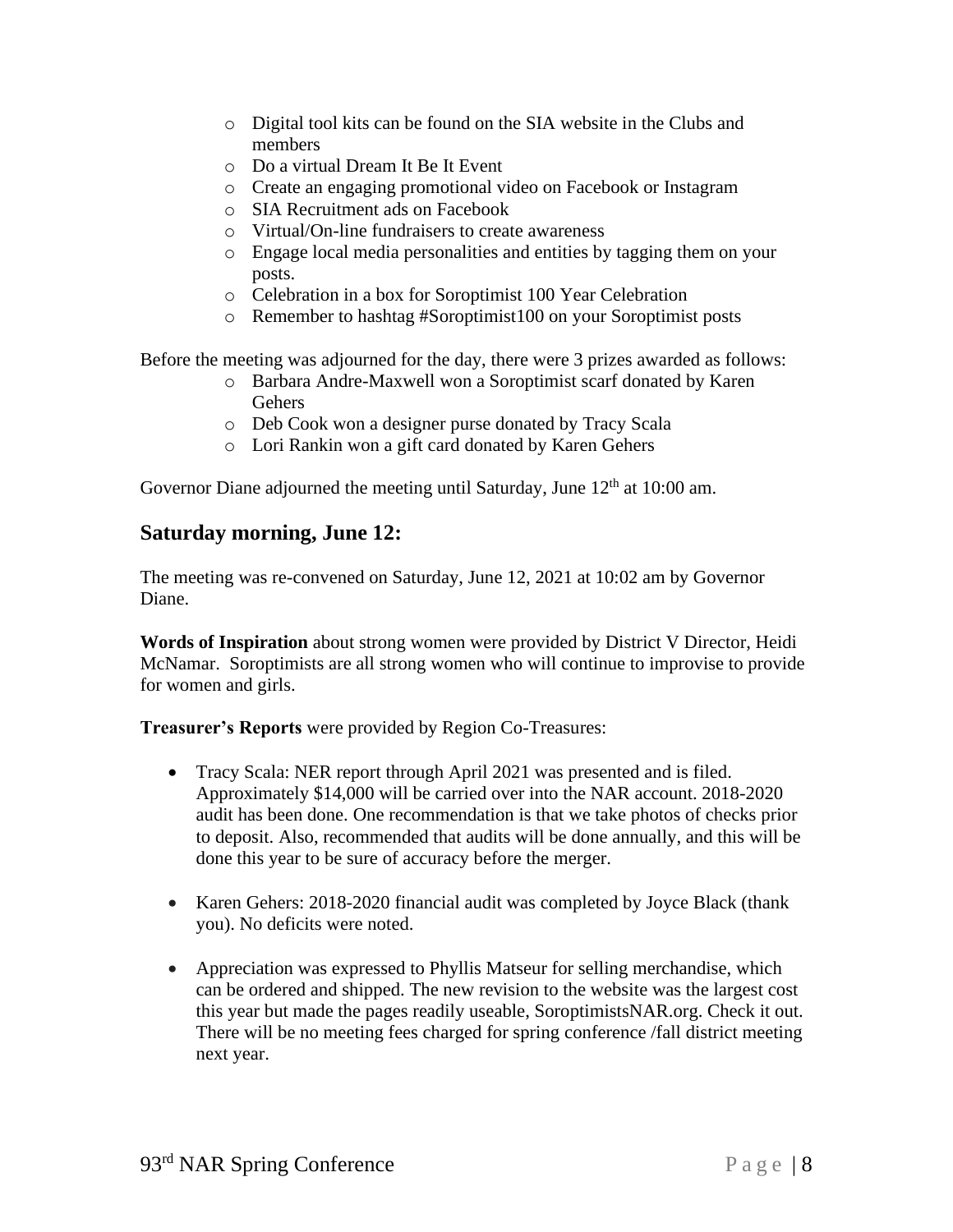- Digital tool kits can be found on the SIA website in the Clubs and members
- Do a virtual Dream It Be It Event
- Create an engaging promotional video on Facebook or Instagram
- SIA Recruitment ads on Facebook
- Virtual/On-line fundraisers to create awareness
- Engage local media personalities and entities by tagging them on your posts.
- Celebration in a box for Soroptimist 100 Year Celebration
- Remember to hashtag #Soroptimist100 on your Soroptimist posts

Before the meeting was adjourned for the day, there were 3 prizes awarded as follows:

- Barbara Andre-Maxwell won a Soroptimist scarf donated by Karen Gehers
- Deb Cook won a designer purse donated by Tracy Scala
- Lori Rankin won a gift card donated by Karen Gehers

Governor Diane adjourned the meeting until Saturday, June 12th at 10:00 am.

## Saturday morning, June 12:

The meeting was re-convened on Saturday, June 12, 2021 at 10:02 am by Governor Diane.

**Words of Inspiration** about strong women were provided by District V Director, Heidi McNamar. Soroptimists are all strong women who will continue to improvise to provide for women and girls.

**Treasurer's Reports** were provided by Region Co-Treasures:

- Tracy Scala: NER report through April 2021 was presented and is filed. Approximately $14,000 will be carried over into the NAR account. 2018-2020 audit has been done. One recommendation is that we take photos of checks prior to deposit. Also, recommended that audits will be done annually, and this will be done this year to be sure of accuracy before the merger.

- Karen Gehers: 2018-2020 financial audit was completed by Joyce Black (thank you). No deficits were noted.

- Appreciation was expressed to Phyllis Matseur for selling merchandise, which can be ordered and shipped. The new revision to the website was the largest cost this year but made the pages readily useable, SoroptimistsNAR.org. Check it out. There will be no meeting fees charged for spring conference /fall district meeting next year.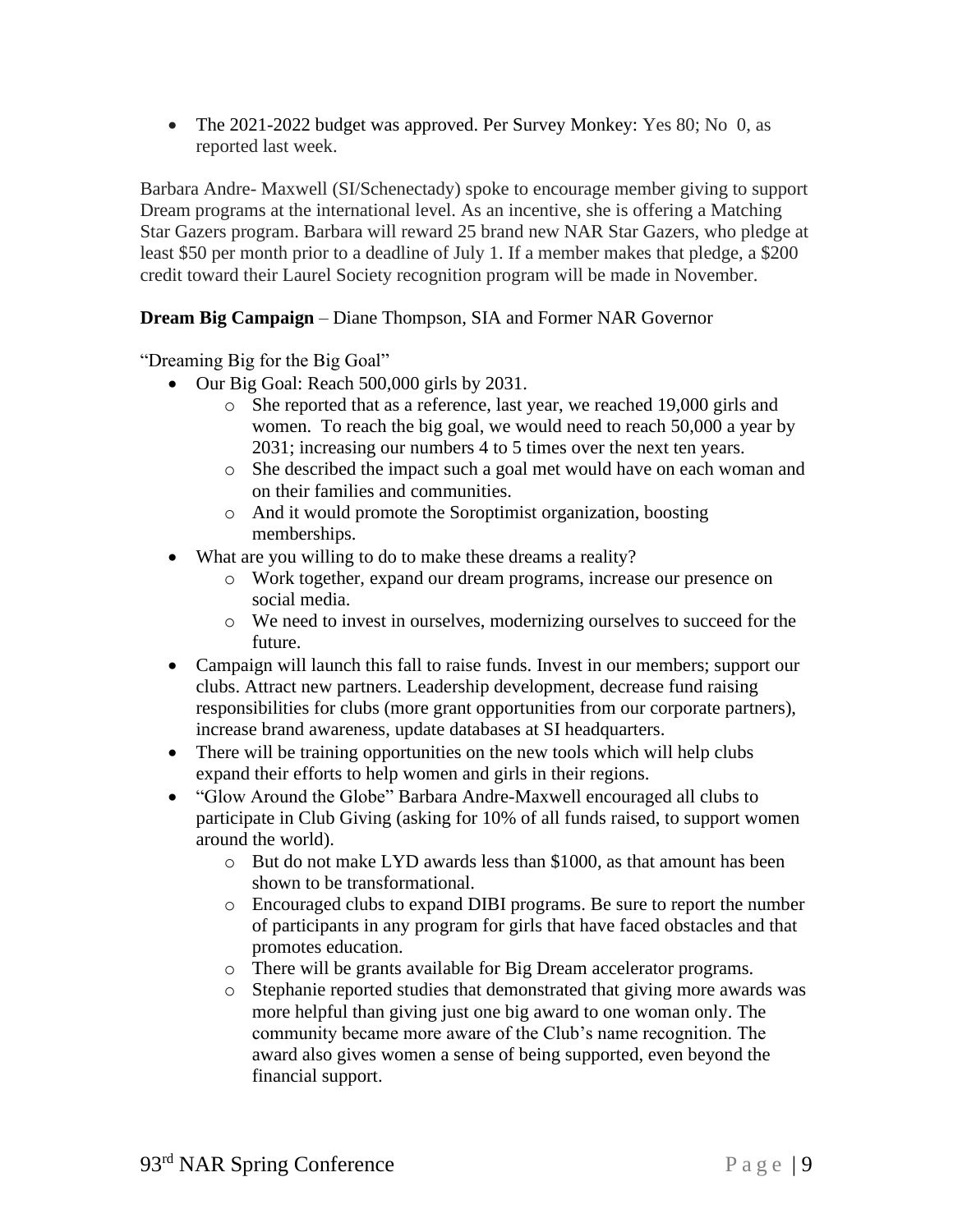- The 2021-2022 budget was approved. Per Survey Monkey: Yes 80; No 0, as reported last week.

Barbara Andre- Maxwell (SI/Schenectady) spoke to encourage member giving to support Dream programs at the international level. As an incentive, she is offering a Matching Star Gazers program. Barbara will reward 25 brand new NAR Star Gazers, who pledge at least $50 per month prior to a deadline of July 1. If a member makes that pledge, a $200 credit toward their Laurel Society recognition program will be made in November.

**Dream Big Campaign** – Diane Thompson, SIA and Former NAR Governor

"Dreaming Big for the Big Goal"

- Our Big Goal: Reach 500,000 girls by 2031.
  - She reported that as a reference, last year, we reached 19,000 girls and women. To reach the big goal, we would need to reach 50,000 a year by 2031; increasing our numbers 4 to 5 times over the next ten years.
  - She described the impact such a goal met would have on each woman and on their families and communities.
  - And it would promote the Soroptimist organization, boosting memberships.
- What are you willing to do to make these dreams a reality?
  - Work together, expand our dream programs, increase our presence on social media.
  - We need to invest in ourselves, modernizing ourselves to succeed for the future.
- Campaign will launch this fall to raise funds. Invest in our members; support our clubs. Attract new partners. Leadership development, decrease fund raising responsibilities for clubs (more grant opportunities from our corporate partners), increase brand awareness, update databases at SI headquarters.
- There will be training opportunities on the new tools which will help clubs expand their efforts to help women and girls in their regions.
- "Glow Around the Globe" Barbara Andre-Maxwell encouraged all clubs to participate in Club Giving (asking for 10% of all funds raised, to support women around the world).
  - But do not make LYD awards less than $1000, as that amount has been shown to be transformational.
  - Encouraged clubs to expand DIBI programs. Be sure to report the number of participants in any program for girls that have faced obstacles and that promotes education.
  - There will be grants available for Big Dream accelerator programs.
  - Stephanie reported studies that demonstrated that giving more awards was more helpful than giving just one big award to one woman only. The community became more aware of the Club's name recognition. The award also gives women a sense of being supported, even beyond the financial support.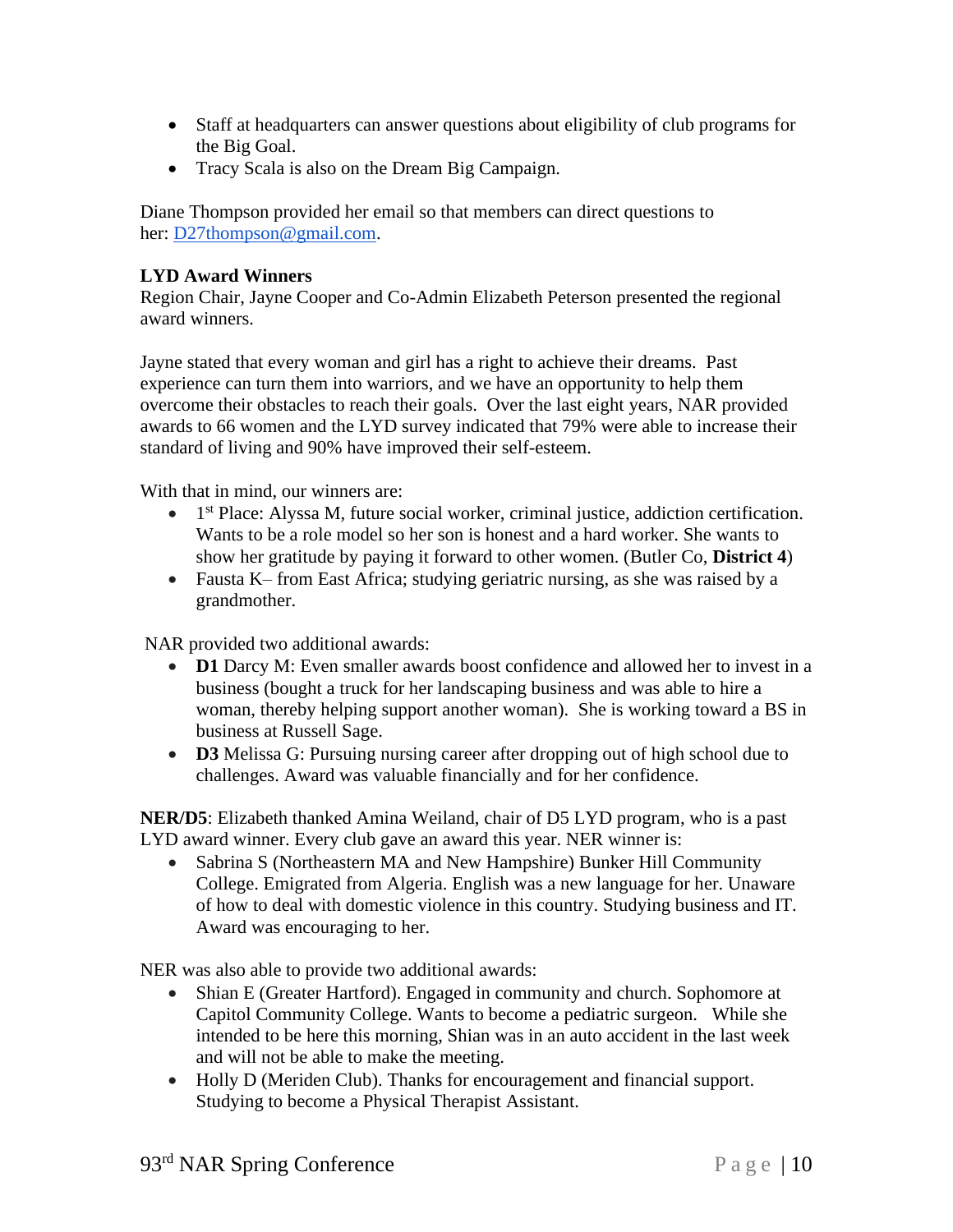- Staff at headquarters can answer questions about eligibility of club programs for the Big Goal.
- Tracy Scala is also on the Dream Big Campaign.

Diane Thompson provided her email so that members can direct questions to her: [D27thompson@gmail.com](mailto:D27thompson@gmail.com).

**LYD Award Winners**
Region Chair, Jayne Cooper and Co-Admin Elizabeth Peterson presented the regional award winners.

Jayne stated that every woman and girl has a right to achieve their dreams. Past experience can turn them into warriors, and we have an opportunity to help them overcome their obstacles to reach their goals. Over the last eight years, NAR provided awards to 66 women and the LYD survey indicated that 79% were able to increase their standard of living and 90% have improved their self-esteem.

With that in mind, our winners are:

- 1st Place: Alyssa M, future social worker, criminal justice, addiction certification. Wants to be a role model so her son is honest and a hard worker. She wants to show her gratitude by paying it forward to other women. (Butler Co, **District 4**)
- Fausta K– from East Africa; studying geriatric nursing, as she was raised by a grandmother.

NAR provided two additional awards:

- **D1** Darcy M: Even smaller awards boost confidence and allowed her to invest in a business (bought a truck for her landscaping business and was able to hire a woman, thereby helping support another woman). She is working toward a BS in business at Russell Sage.
- **D3** Melissa G: Pursuing nursing career after dropping out of high school due to challenges. Award was valuable financially and for her confidence.

**NER/D5**: Elizabeth thanked Amina Weiland, chair of D5 LYD program, who is a past LYD award winner. Every club gave an award this year. NER winner is:

- Sabrina S (Northeastern MA and New Hampshire) Bunker Hill Community College. Emigrated from Algeria. English was a new language for her. Unaware of how to deal with domestic violence in this country. Studying business and IT. Award was encouraging to her.

NER was also able to provide two additional awards:

- Shian E (Greater Hartford). Engaged in community and church. Sophomore at Capitol Community College. Wants to become a pediatric surgeon. While she intended to be here this morning, Shian was in an auto accident in the last week and will not be able to make the meeting.
- Holly D (Meriden Club). Thanks for encouragement and financial support. Studying to become a Physical Therapist Assistant.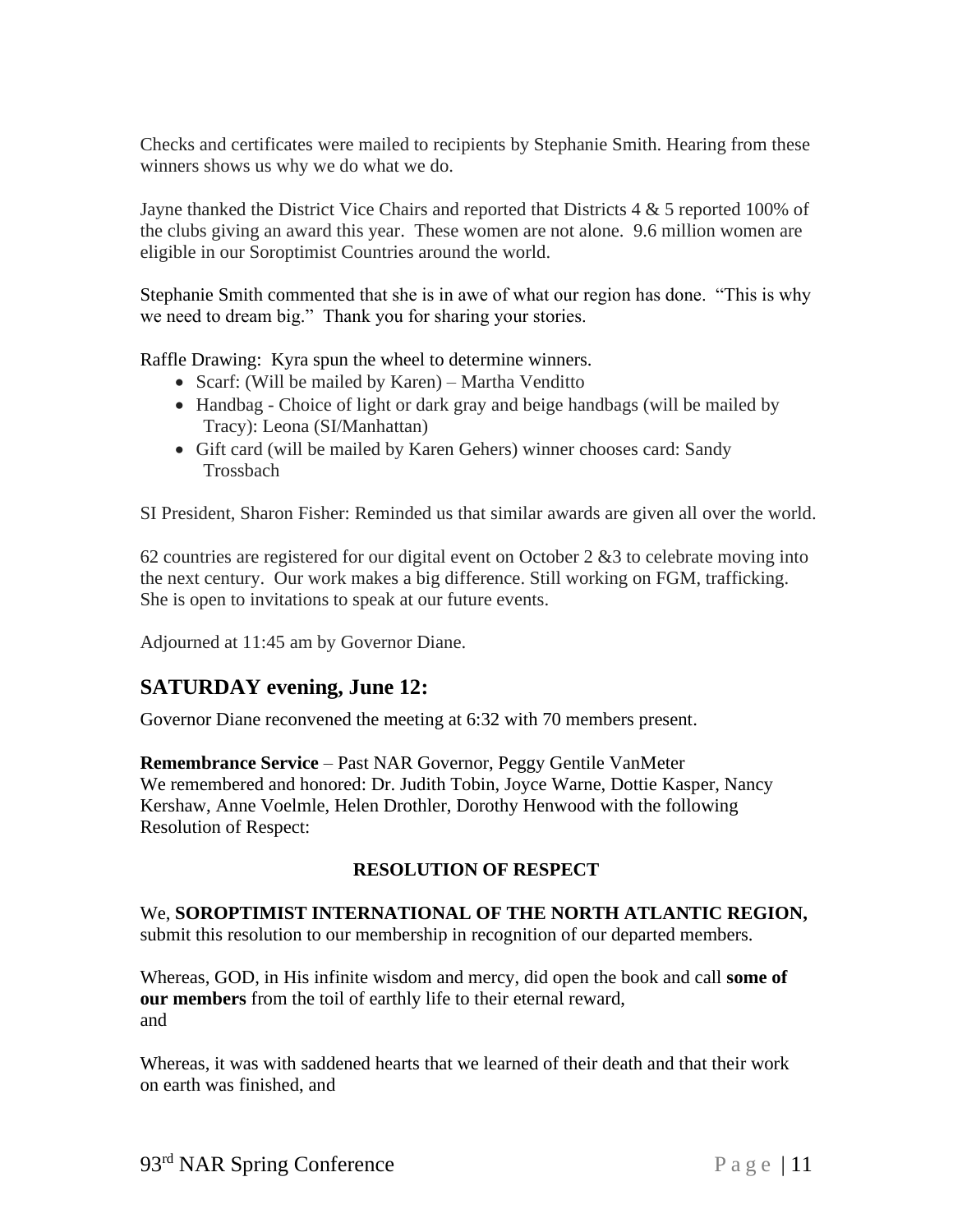Checks and certificates were mailed to recipients by Stephanie Smith. Hearing from these winners shows us why we do what we do.

Jayne thanked the District Vice Chairs and reported that Districts 4 & 5 reported 100% of the clubs giving an award this year. These women are not alone. 9.6 million women are eligible in our Soroptimist Countries around the world.

Stephanie Smith commented that she is in awe of what our region has done. "This is why we need to dream big." Thank you for sharing your stories.

Raffle Drawing: Kyra spun the wheel to determine winners.

- Scarf: (Will be mailed by Karen) – Martha Venditto
- Handbag - Choice of light or dark gray and beige handbags (will be mailed by Tracy): Leona (SI/Manhattan)
- Gift card (will be mailed by Karen Gehers) winner chooses card: Sandy Trossbach

SI President, Sharon Fisher: Reminded us that similar awards are given all over the world.

62 countries are registered for our digital event on October 2 &3 to celebrate moving into the next century. Our work makes a big difference. Still working on FGM, trafficking. She is open to invitations to speak at our future events.

Adjourned at 11:45 am by Governor Diane.

## SATURDAY evening, June 12:

Governor Diane reconvened the meeting at 6:32 with 70 members present.

**Remembrance Service** – Past NAR Governor, Peggy Gentile VanMeter
We remembered and honored: Dr. Judith Tobin, Joyce Warne, Dottie Kasper, Nancy Kershaw, Anne Voelmle, Helen Drothler, Dorothy Henwood with the following Resolution of Respect:

**RESOLUTION OF RESPECT**

We, **SOROPTIMIST INTERNATIONAL OF THE NORTH ATLANTIC REGION,** submit this resolution to our membership in recognition of our departed members.

Whereas, GOD, in His infinite wisdom and mercy, did open the book and call **some of our members** from the toil of earthly life to their eternal reward,
and

Whereas, it was with saddened hearts that we learned of their death and that their work on earth was finished, and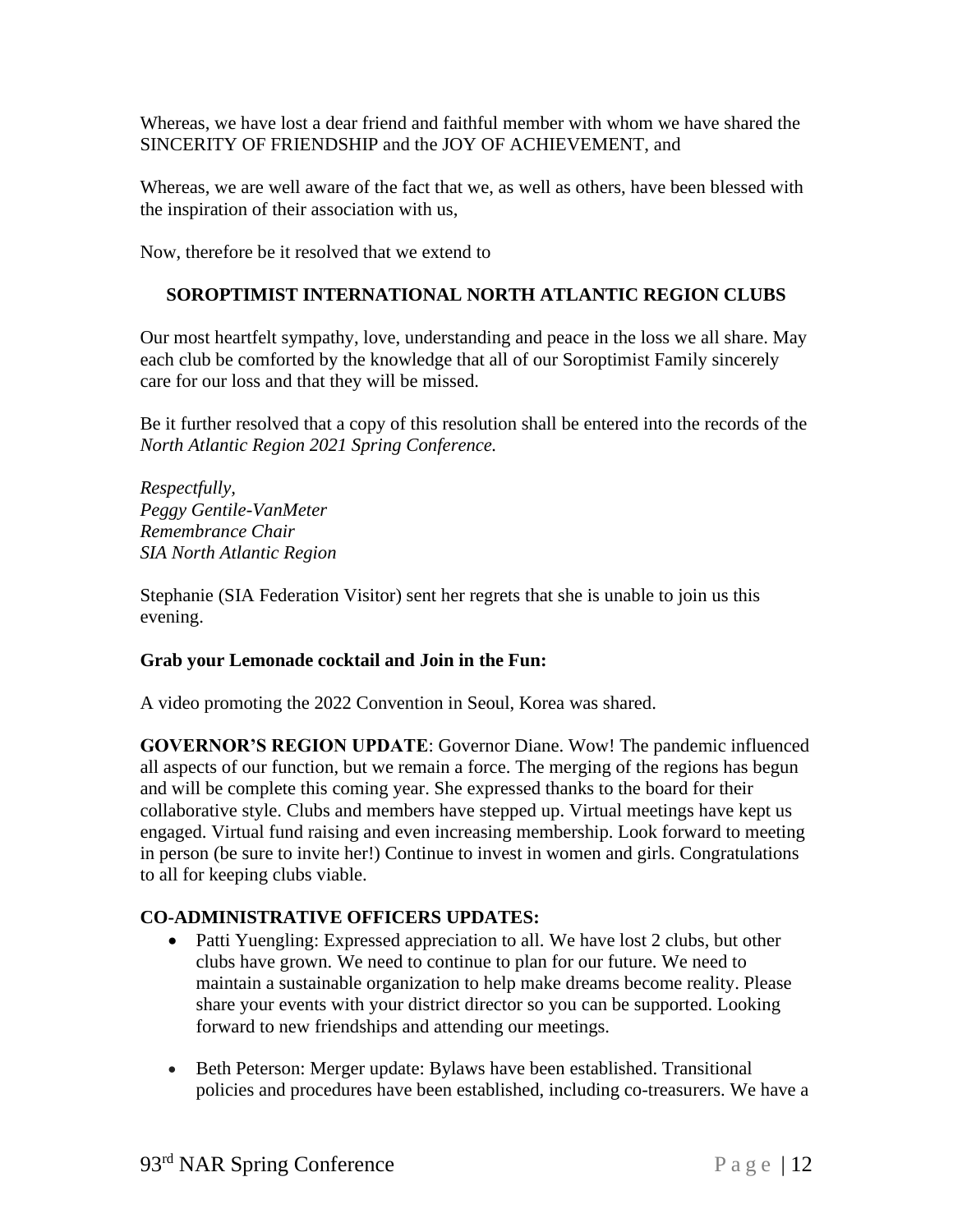Whereas, we have lost a dear friend and faithful member with whom we have shared the SINCERITY OF FRIENDSHIP and the JOY OF ACHIEVEMENT, and

Whereas, we are well aware of the fact that we, as well as others, have been blessed with the inspiration of their association with us,

Now, therefore be it resolved that we extend to

**SOROPTIMIST INTERNATIONAL NORTH ATLANTIC REGION CLUBS**

Our most heartfelt sympathy, love, understanding and peace in the loss we all share. May each club be comforted by the knowledge that all of our Soroptimist Family sincerely care for our loss and that they will be missed.

Be it further resolved that a copy of this resolution shall be entered into the records of the *North Atlantic Region 2021 Spring Conference.*

*Respectfully,*
*Peggy Gentile-VanMeter*
*Remembrance Chair*
*SIA North Atlantic Region*

Stephanie (SIA Federation Visitor) sent her regrets that she is unable to join us this evening.

**Grab your Lemonade cocktail and Join in the Fun:**

A video promoting the 2022 Convention in Seoul, Korea was shared.

**GOVERNOR'S REGION UPDATE**: Governor Diane. Wow! The pandemic influenced all aspects of our function, but we remain a force. The merging of the regions has begun and will be complete this coming year. She expressed thanks to the board for their collaborative style. Clubs and members have stepped up. Virtual meetings have kept us engaged. Virtual fund raising and even increasing membership. Look forward to meeting in person (be sure to invite her!) Continue to invest in women and girls. Congratulations to all for keeping clubs viable.

**CO-ADMINISTRATIVE OFFICERS UPDATES:**

- Patti Yuengling: Expressed appreciation to all. We have lost 2 clubs, but other clubs have grown. We need to continue to plan for our future. We need to maintain a sustainable organization to help make dreams become reality. Please share your events with your district director so you can be supported. Looking forward to new friendships and attending our meetings.

- Beth Peterson: Merger update: Bylaws have been established. Transitional policies and procedures have been established, including co-treasurers. We have a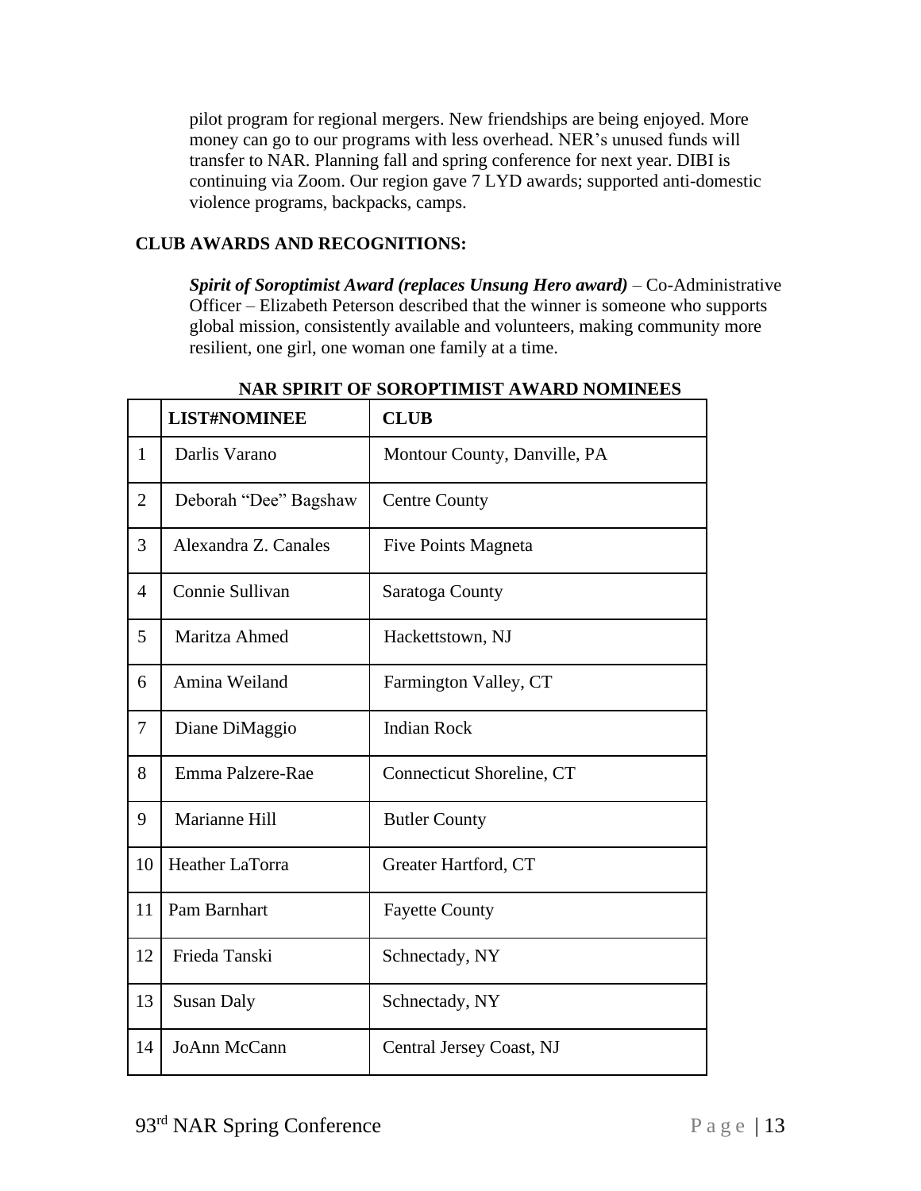pilot program for regional mergers. New friendships are being enjoyed. More money can go to our programs with less overhead. NER's unused funds will transfer to NAR. Planning fall and spring conference for next year. DIBI is continuing via Zoom. Our region gave 7 LYD awards; supported anti-domestic violence programs, backpacks, camps.

**CLUB AWARDS AND RECOGNITIONS:**

***Spirit of Soroptimist Award (replaces Unsung Hero award)*** – Co-Administrative Officer – Elizabeth Peterson described that the winner is someone who supports global mission, consistently available and volunteers, making community more resilient, one girl, one woman one family at a time.

**NAR SPIRIT OF SOROPTIMIST AWARD NOMINEES**

| | **LIST#NOMINEE** | **CLUB** |
|---|---|---|
| 1 | Darlis Varano | Montour County, Danville, PA |
| 2 | Deborah "Dee" Bagshaw | Centre County |
| 3 | Alexandra Z. Canales | Five Points Magneta |
| 4 | Connie Sullivan | Saratoga County |
| 5 | Maritza Ahmed | Hackettstown, NJ |
| 6 | Amina Weiland | Farmington Valley, CT |
| 7 | Diane DiMaggio | Indian Rock |
| 8 | Emma Palzere-Rae | Connecticut Shoreline, CT |
| 9 | Marianne Hill | Butler County |
| 10 | Heather LaTorra | Greater Hartford, CT |
| 11 | Pam Barnhart | Fayette County |
| 12 | Frieda Tanski | Schnectady, NY |
| 13 | Susan Daly | Schnectady, NY |
| 14 | JoAnn McCann | Central Jersey Coast, NJ |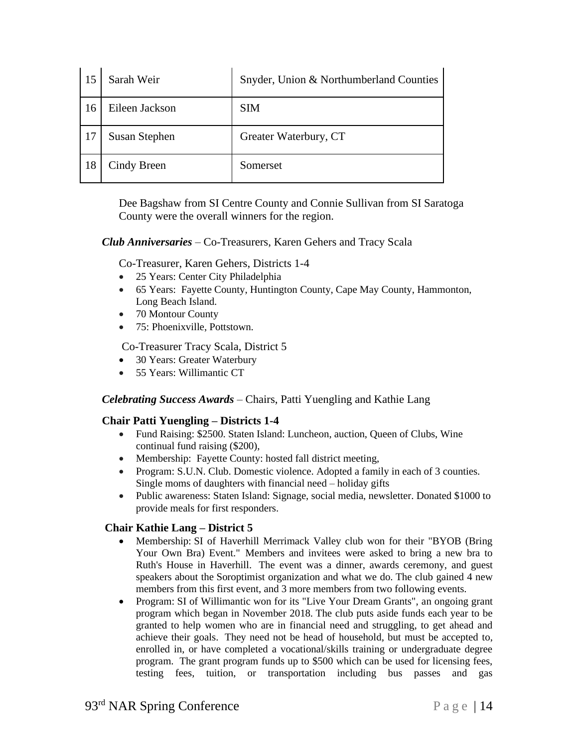| | | |
|---|---|---|
| 15 | Sarah Weir | Snyder, Union & Northumberland Counties |
| 16 | Eileen Jackson | SIM |
| 17 | Susan Stephen | Greater Waterbury, CT |
| 18 | Cindy Breen | Somerset |

Dee Bagshaw from SI Centre County and Connie Sullivan from SI Saratoga County were the overall winners for the region.

***Club Anniversaries*** – Co-Treasurers, Karen Gehers and Tracy Scala

Co-Treasurer, Karen Gehers, Districts 1-4

- 25 Years: Center City Philadelphia
- 65 Years: Fayette County, Huntington County, Cape May County, Hammonton, Long Beach Island.
- 70 Montour County
- 75: Phoenixville, Pottstown.

Co-Treasurer Tracy Scala, District 5

- 30 Years: Greater Waterbury
- 55 Years: Willimantic CT

***Celebrating Success Awards*** – Chairs, Patti Yuengling and Kathie Lang

**Chair Patti Yuengling – Districts 1-4**

- Fund Raising: $2500. Staten Island: Luncheon, auction, Queen of Clubs, Wine continual fund raising ($200),
- Membership: Fayette County: hosted fall district meeting,
- Program: S.U.N. Club. Domestic violence. Adopted a family in each of 3 counties. Single moms of daughters with financial need – holiday gifts
- Public awareness: Staten Island: Signage, social media, newsletter. Donated $1000 to provide meals for first responders.

**Chair Kathie Lang – District 5**

- Membership: SI of Haverhill Merrimack Valley club won for their "BYOB (Bring Your Own Bra) Event." Members and invitees were asked to bring a new bra to Ruth's House in Haverhill. The event was a dinner, awards ceremony, and guest speakers about the Soroptimist organization and what we do. The club gained 4 new members from this first event, and 3 more members from two following events.
- Program: SI of Willimantic won for its "Live Your Dream Grants", an ongoing grant program which began in November 2018. The club puts aside funds each year to be granted to help women who are in financial need and struggling, to get ahead and achieve their goals. They need not be head of household, but must be accepted to, enrolled in, or have completed a vocational/skills training or undergraduate degree program. The grant program funds up to $500 which can be used for licensing fees, testing fees, tuition, or transportation including bus passes and gas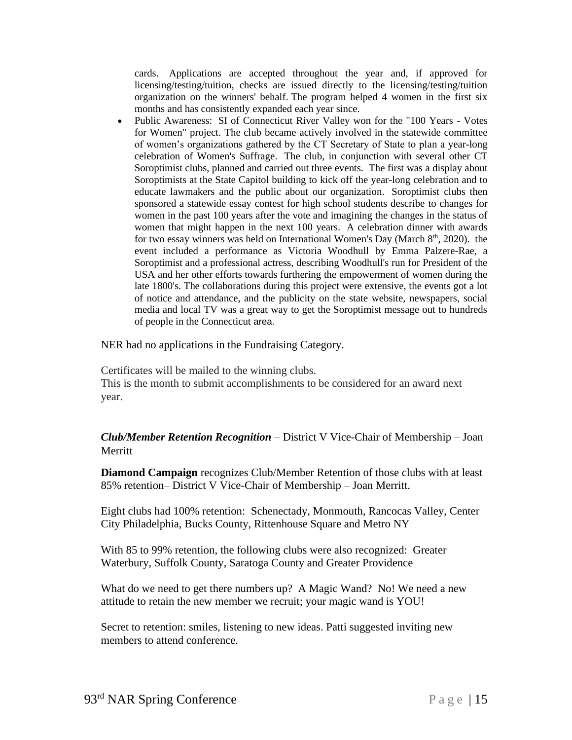cards. Applications are accepted throughout the year and, if approved for licensing/testing/tuition, checks are issued directly to the licensing/testing/tuition organization on the winners' behalf. The program helped 4 women in the first six months and has consistently expanded each year since.

- Public Awareness: SI of Connecticut River Valley won for the "100 Years - Votes for Women" project. The club became actively involved in the statewide committee of women's organizations gathered by the CT Secretary of State to plan a year-long celebration of Women's Suffrage. The club, in conjunction with several other CT Soroptimist clubs, planned and carried out three events. The first was a display about Soroptimists at the State Capitol building to kick off the year-long celebration and to educate lawmakers and the public about our organization. Soroptimist clubs then sponsored a statewide essay contest for high school students describe to changes for women in the past 100 years after the vote and imagining the changes in the status of women that might happen in the next 100 years. A celebration dinner with awards for two essay winners was held on International Women's Day (March 8th, 2020). the event included a performance as Victoria Woodhull by Emma Palzere-Rae, a Soroptimist and a professional actress, describing Woodhull's run for President of the USA and her other efforts towards furthering the empowerment of women during the late 1800's. The collaborations during this project were extensive, the events got a lot of notice and attendance, and the publicity on the state website, newspapers, social media and local TV was a great way to get the Soroptimist message out to hundreds of people in the Connecticut area.

NER had no applications in the Fundraising Category.

Certificates will be mailed to the winning clubs.
This is the month to submit accomplishments to be considered for an award next year.

***Club/Member Retention Recognition*** – District V Vice-Chair of Membership – Joan Merritt

**Diamond Campaign** recognizes Club/Member Retention of those clubs with at least 85% retention– District V Vice-Chair of Membership – Joan Merritt.

Eight clubs had 100% retention: Schenectady, Monmouth, Rancocas Valley, Center City Philadelphia, Bucks County, Rittenhouse Square and Metro NY

With 85 to 99% retention, the following clubs were also recognized: Greater Waterbury, Suffolk County, Saratoga County and Greater Providence

What do we need to get there numbers up? A Magic Wand? No! We need a new attitude to retain the new member we recruit; your magic wand is YOU!

Secret to retention: smiles, listening to new ideas. Patti suggested inviting new members to attend conference.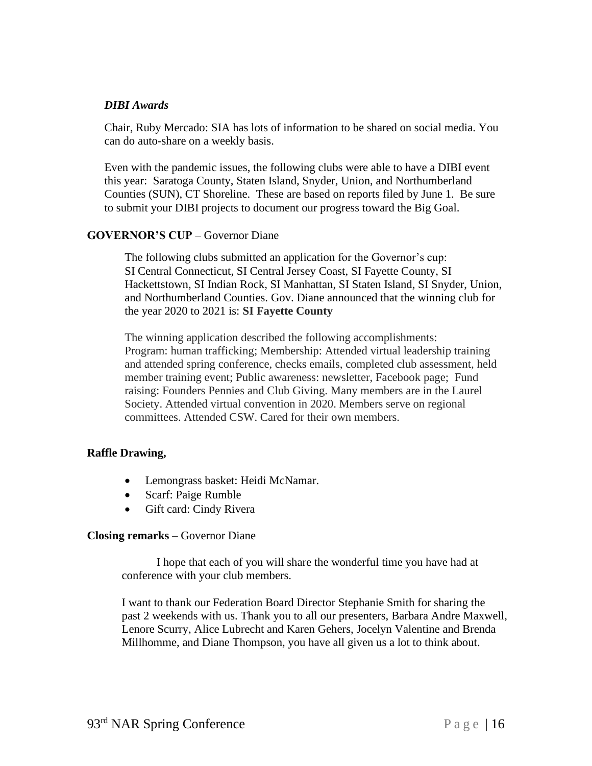*DIBI Awards*

Chair, Ruby Mercado: SIA has lots of information to be shared on social media. You can do auto-share on a weekly basis.

Even with the pandemic issues, the following clubs were able to have a DIBI event this year: Saratoga County, Staten Island, Snyder, Union, and Northumberland Counties (SUN), CT Shoreline. These are based on reports filed by June 1. Be sure to submit your DIBI projects to document our progress toward the Big Goal.

**GOVERNOR'S CUP** – Governor Diane

The following clubs submitted an application for the Governor's cup: SI Central Connecticut, SI Central Jersey Coast, SI Fayette County, SI Hackettstown, SI Indian Rock, SI Manhattan, SI Staten Island, SI Snyder, Union, and Northumberland Counties. Gov. Diane announced that the winning club for the year 2020 to 2021 is: **SI Fayette County**

The winning application described the following accomplishments: Program: human trafficking; Membership: Attended virtual leadership training and attended spring conference, checks emails, completed club assessment, held member training event; Public awareness: newsletter, Facebook page; Fund raising: Founders Pennies and Club Giving. Many members are in the Laurel Society. Attended virtual convention in 2020. Members serve on regional committees. Attended CSW. Cared for their own members.

**Raffle Drawing,**

- Lemongrass basket: Heidi McNamar.
- Scarf: Paige Rumble
- Gift card: Cindy Rivera

**Closing remarks** – Governor Diane

I hope that each of you will share the wonderful time you have had at conference with your club members.

I want to thank our Federation Board Director Stephanie Smith for sharing the past 2 weekends with us. Thank you to all our presenters, Barbara Andre Maxwell, Lenore Scurry, Alice Lubrecht and Karen Gehers, Jocelyn Valentine and Brenda Millhomme, and Diane Thompson, you have all given us a lot to think about.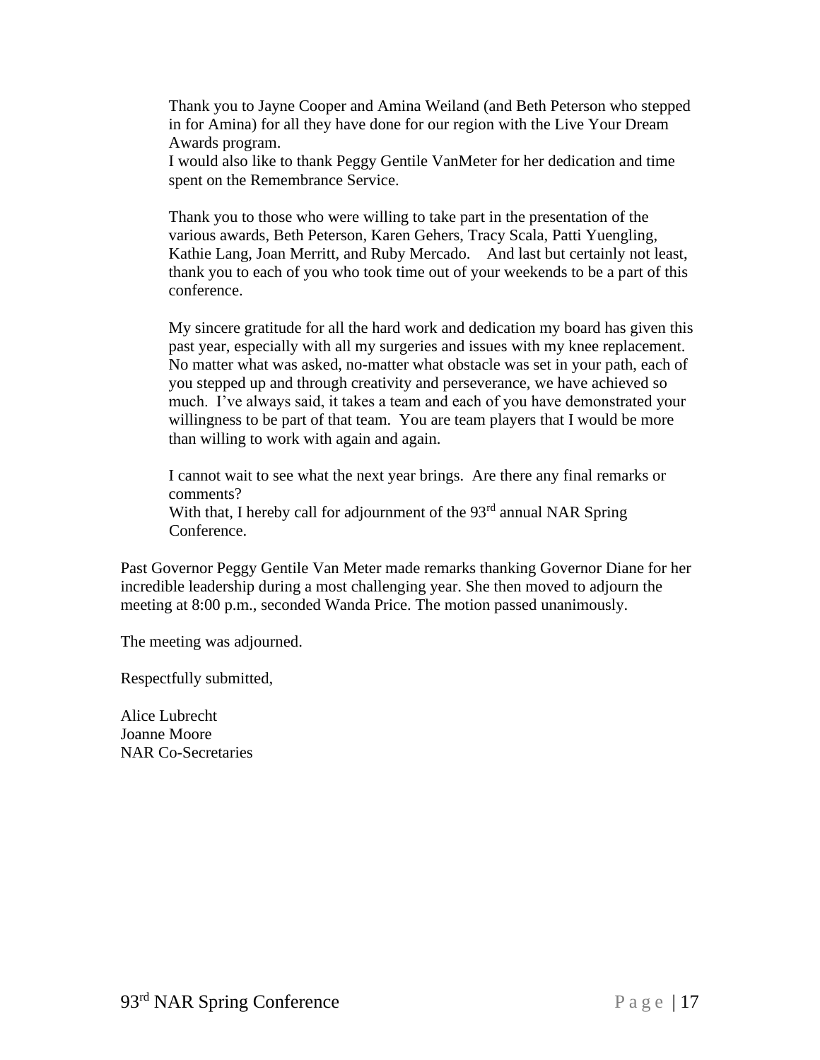Thank you to Jayne Cooper and Amina Weiland (and Beth Peterson who stepped in for Amina) for all they have done for our region with the Live Your Dream Awards program.
I would also like to thank Peggy Gentile VanMeter for her dedication and time spent on the Remembrance Service.

Thank you to those who were willing to take part in the presentation of the various awards, Beth Peterson, Karen Gehers, Tracy Scala, Patti Yuengling, Kathie Lang, Joan Merritt, and Ruby Mercado. And last but certainly not least, thank you to each of you who took time out of your weekends to be a part of this conference.

My sincere gratitude for all the hard work and dedication my board has given this past year, especially with all my surgeries and issues with my knee replacement. No matter what was asked, no-matter what obstacle was set in your path, each of you stepped up and through creativity and perseverance, we have achieved so much. I've always said, it takes a team and each of you have demonstrated your willingness to be part of that team. You are team players that I would be more than willing to work with again and again.

I cannot wait to see what the next year brings. Are there any final remarks or comments?
With that, I hereby call for adjournment of the 93rd annual NAR Spring Conference.

Past Governor Peggy Gentile Van Meter made remarks thanking Governor Diane for her incredible leadership during a most challenging year. She then moved to adjourn the meeting at 8:00 p.m., seconded Wanda Price. The motion passed unanimously.

The meeting was adjourned.

Respectfully submitted,

Alice Lubrecht
Joanne Moore
NAR Co-Secretaries